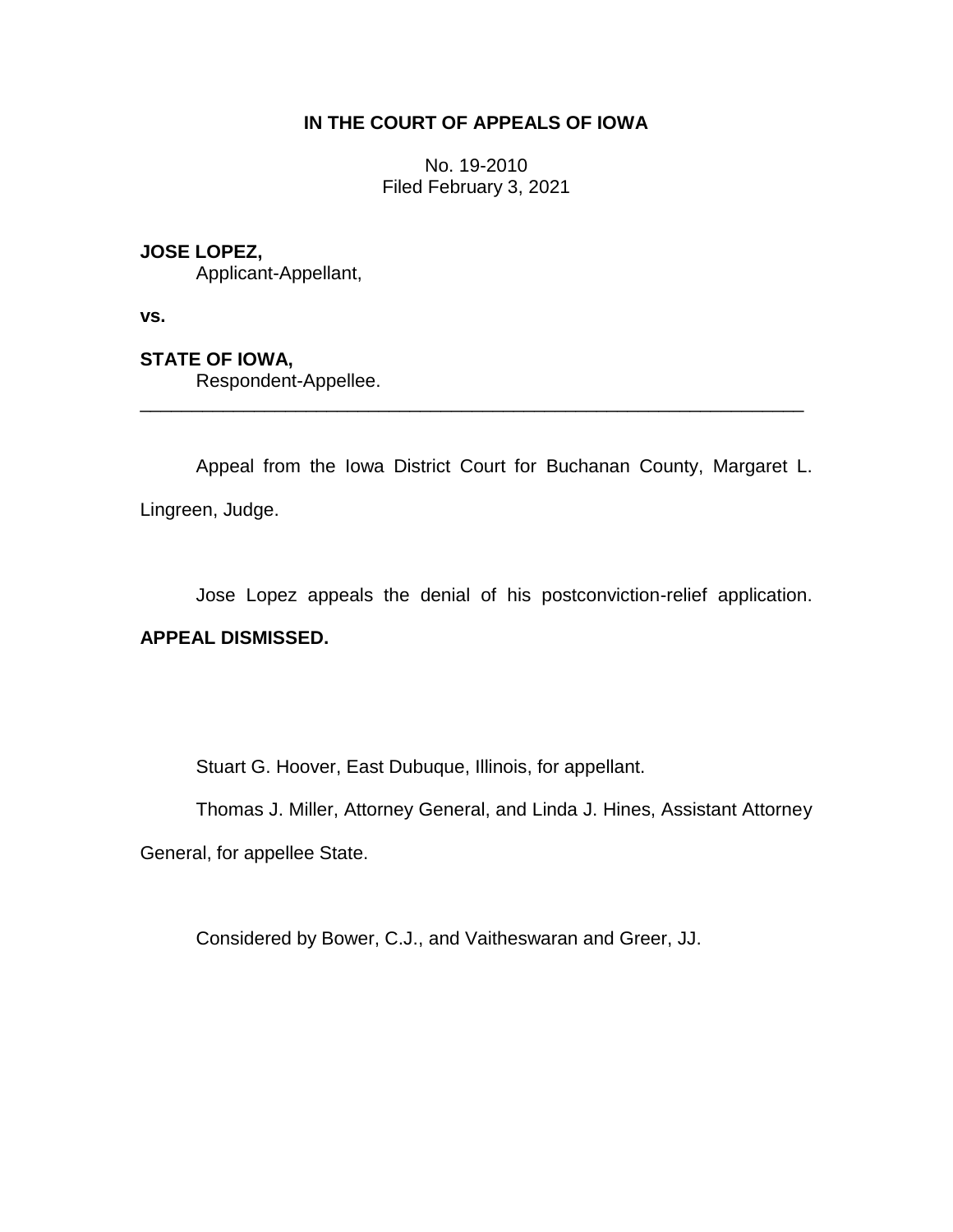**IN THE COURT OF APPEALS OF IOWA**

No. 19-2010
Filed February 3, 2021

**JOSE LOPEZ,**
Applicant-Appellant,

**vs.**

**STATE OF IOWA,**
Respondent-Appellee.

---

Appeal from the Iowa District Court for Buchanan County, Margaret L. Lingreen, Judge.

Jose Lopez appeals the denial of his postconviction-relief application.

**APPEAL DISMISSED.**

Stuart G. Hoover, East Dubuque, Illinois, for appellant.

Thomas J. Miller, Attorney General, and Linda J. Hines, Assistant Attorney General, for appellee State.

Considered by Bower, C.J., and Vaitheswaran and Greer, JJ.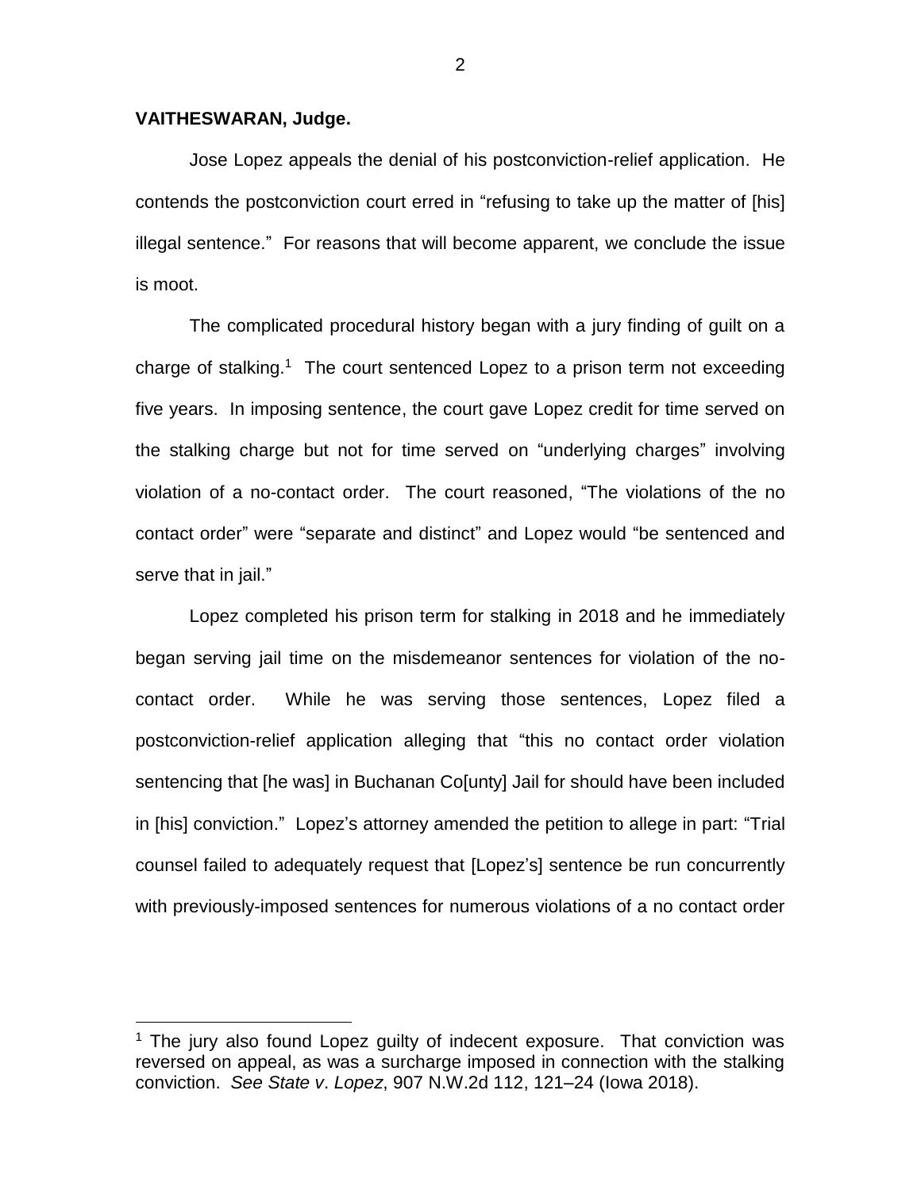**VAITHESWARAN, Judge.**

Jose Lopez appeals the denial of his postconviction-relief application. He contends the postconviction court erred in "refusing to take up the matter of [his] illegal sentence." For reasons that will become apparent, we conclude the issue is moot.

The complicated procedural history began with a jury finding of guilt on a charge of stalking.[1] The court sentenced Lopez to a prison term not exceeding five years. In imposing sentence, the court gave Lopez credit for time served on the stalking charge but not for time served on "underlying charges" involving violation of a no-contact order. The court reasoned, "The violations of the no contact order" were "separate and distinct" and Lopez would "be sentenced and serve that in jail."

Lopez completed his prison term for stalking in 2018 and he immediately began serving jail time on the misdemeanor sentences for violation of the no-contact order. While he was serving those sentences, Lopez filed a postconviction-relief application alleging that "this no contact order violation sentencing that [he was] in Buchanan Co[unty] Jail for should have been included in [his] conviction." Lopez's attorney amended the petition to allege in part: "Trial counsel failed to adequately request that [Lopez's] sentence be run concurrently with previously-imposed sentences for numerous violations of a no contact order

[1] The jury also found Lopez guilty of indecent exposure. That conviction was reversed on appeal, as was a surcharge imposed in connection with the stalking conviction. *See State v. Lopez*, 907 N.W.2d 112, 121–24 (Iowa 2018).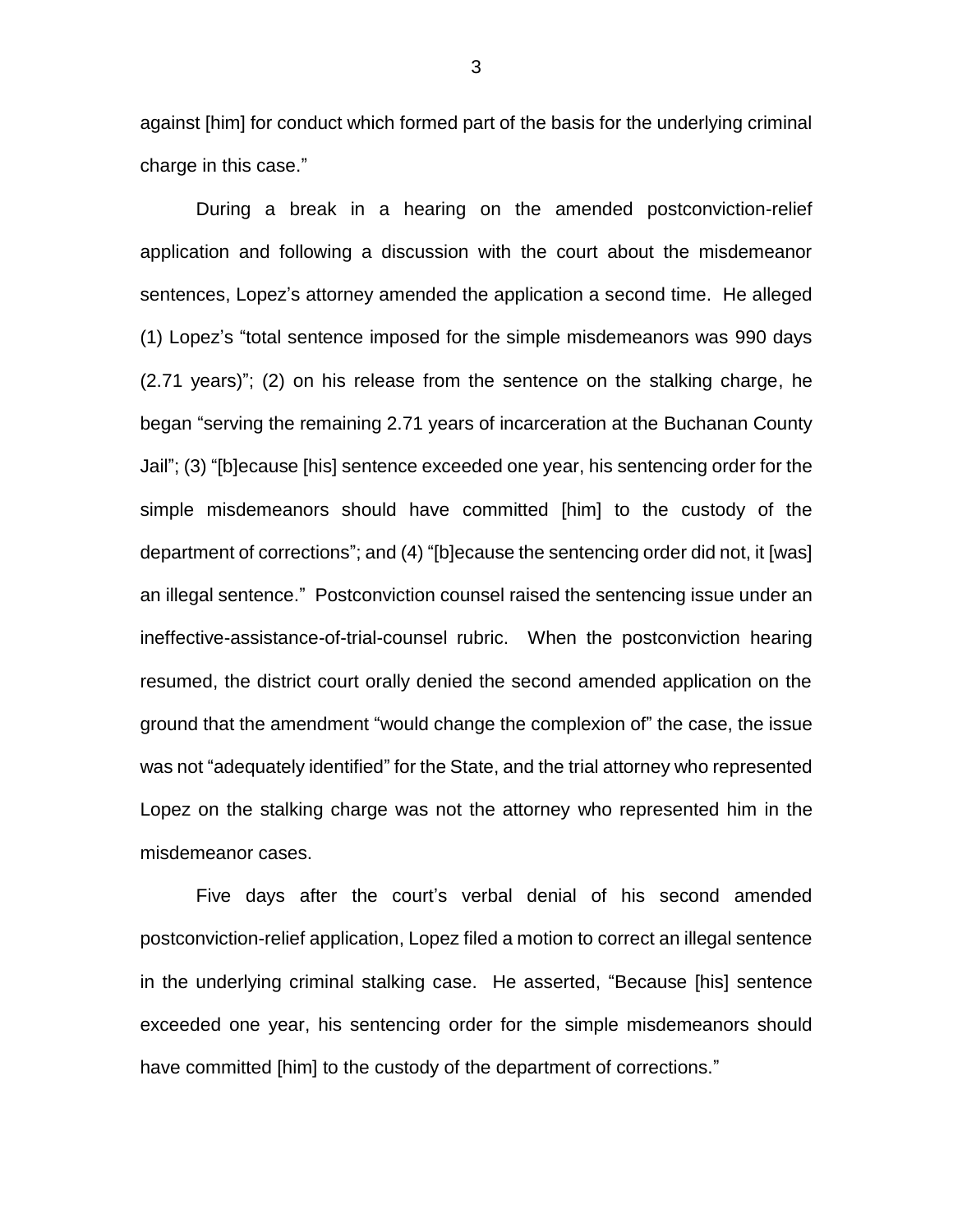against [him] for conduct which formed part of the basis for the underlying criminal charge in this case."

During a break in a hearing on the amended postconviction-relief application and following a discussion with the court about the misdemeanor sentences, Lopez's attorney amended the application a second time. He alleged (1) Lopez's "total sentence imposed for the simple misdemeanors was 990 days (2.71 years)"; (2) on his release from the sentence on the stalking charge, he began "serving the remaining 2.71 years of incarceration at the Buchanan County Jail"; (3) "[b]ecause [his] sentence exceeded one year, his sentencing order for the simple misdemeanors should have committed [him] to the custody of the department of corrections"; and (4) "[b]ecause the sentencing order did not, it [was] an illegal sentence." Postconviction counsel raised the sentencing issue under an ineffective-assistance-of-trial-counsel rubric. When the postconviction hearing resumed, the district court orally denied the second amended application on the ground that the amendment "would change the complexion of" the case, the issue was not "adequately identified" for the State, and the trial attorney who represented Lopez on the stalking charge was not the attorney who represented him in the misdemeanor cases.

Five days after the court's verbal denial of his second amended postconviction-relief application, Lopez filed a motion to correct an illegal sentence in the underlying criminal stalking case. He asserted, "Because [his] sentence exceeded one year, his sentencing order for the simple misdemeanors should have committed [him] to the custody of the department of corrections."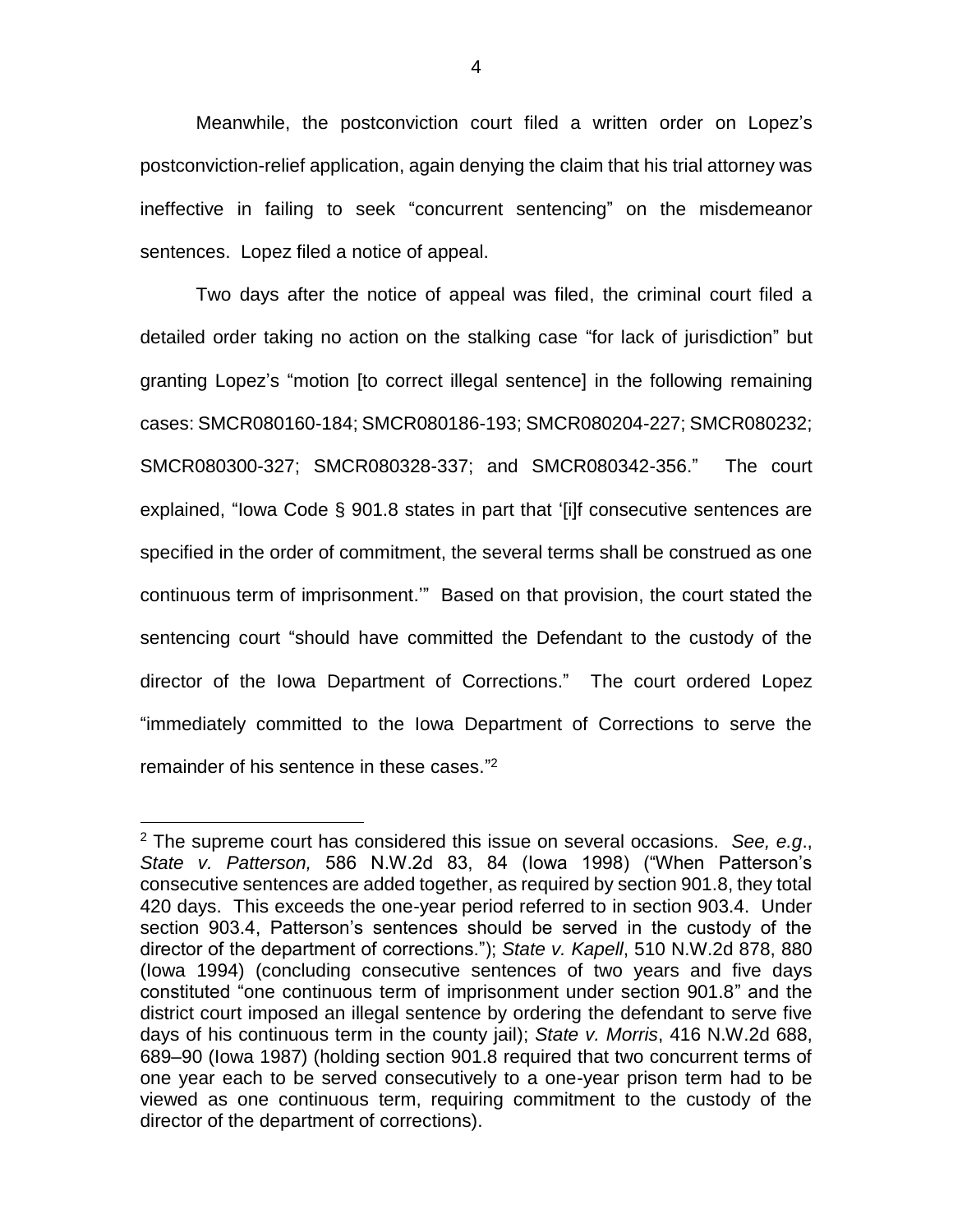Meanwhile, the postconviction court filed a written order on Lopez's postconviction-relief application, again denying the claim that his trial attorney was ineffective in failing to seek "concurrent sentencing" on the misdemeanor sentences. Lopez filed a notice of appeal.

Two days after the notice of appeal was filed, the criminal court filed a detailed order taking no action on the stalking case "for lack of jurisdiction" but granting Lopez's "motion [to correct illegal sentence] in the following remaining cases: SMCR080160-184; SMCR080186-193; SMCR080204-227; SMCR080232; SMCR080300-327; SMCR080328-337; and SMCR080342-356." The court explained, "Iowa Code § 901.8 states in part that '[i]f consecutive sentences are specified in the order of commitment, the several terms shall be construed as one continuous term of imprisonment.'" Based on that provision, the court stated the sentencing court "should have committed the Defendant to the custody of the director of the Iowa Department of Corrections." The court ordered Lopez "immediately committed to the Iowa Department of Corrections to serve the remainder of his sentence in these cases."[2]

---

[2] The supreme court has considered this issue on several occasions. *See, e.g.*, *State v. Patterson,* 586 N.W.2d 83, 84 (Iowa 1998) ("When Patterson's consecutive sentences are added together, as required by section 901.8, they total 420 days. This exceeds the one-year period referred to in section 903.4. Under section 903.4, Patterson's sentences should be served in the custody of the director of the department of corrections."); *State v. Kapell*, 510 N.W.2d 878, 880 (Iowa 1994) (concluding consecutive sentences of two years and five days constituted "one continuous term of imprisonment under section 901.8" and the district court imposed an illegal sentence by ordering the defendant to serve five days of his continuous term in the county jail); *State v. Morris*, 416 N.W.2d 688, 689–90 (Iowa 1987) (holding section 901.8 required that two concurrent terms of one year each to be served consecutively to a one-year prison term had to be viewed as one continuous term, requiring commitment to the custody of the director of the department of corrections).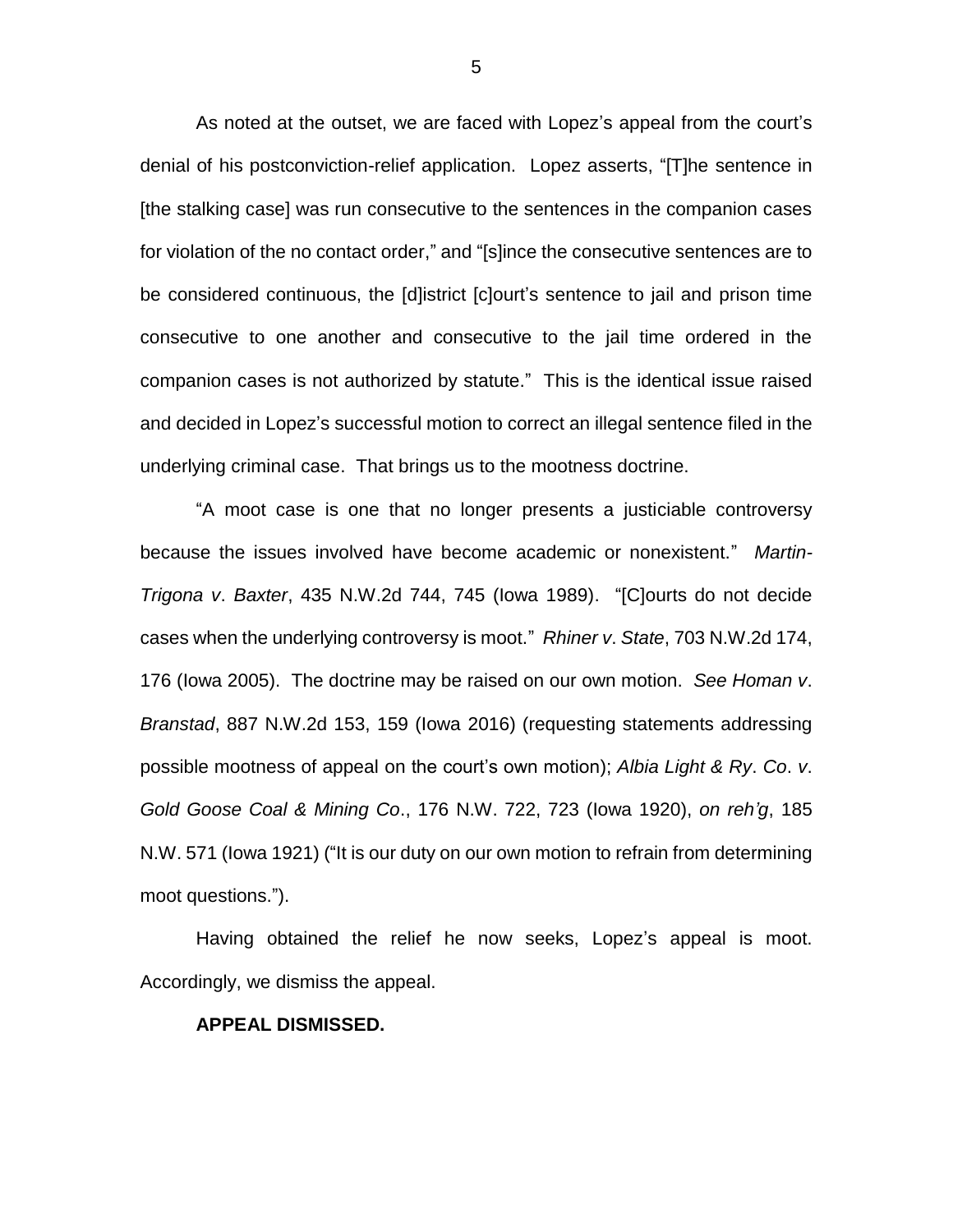As noted at the outset, we are faced with Lopez's appeal from the court's denial of his postconviction-relief application. Lopez asserts, "[T]he sentence in [the stalking case] was run consecutive to the sentences in the companion cases for violation of the no contact order," and "[s]ince the consecutive sentences are to be considered continuous, the [d]istrict [c]ourt's sentence to jail and prison time consecutive to one another and consecutive to the jail time ordered in the companion cases is not authorized by statute." This is the identical issue raised and decided in Lopez's successful motion to correct an illegal sentence filed in the underlying criminal case. That brings us to the mootness doctrine.

"A moot case is one that no longer presents a justiciable controversy because the issues involved have become academic or nonexistent." *Martin-Trigona v. Baxter*, 435 N.W.2d 744, 745 (Iowa 1989). "[C]ourts do not decide cases when the underlying controversy is moot." *Rhiner v. State*, 703 N.W.2d 174, 176 (Iowa 2005). The doctrine may be raised on our own motion. *See Homan v. Branstad*, 887 N.W.2d 153, 159 (Iowa 2016) (requesting statements addressing possible mootness of appeal on the court's own motion); *Albia Light & Ry. Co. v. Gold Goose Coal & Mining Co.*, 176 N.W. 722, 723 (Iowa 1920), *on reh'g*, 185 N.W. 571 (Iowa 1921) ("It is our duty on our own motion to refrain from determining moot questions.").

Having obtained the relief he now seeks, Lopez's appeal is moot. Accordingly, we dismiss the appeal.

**APPEAL DISMISSED.**